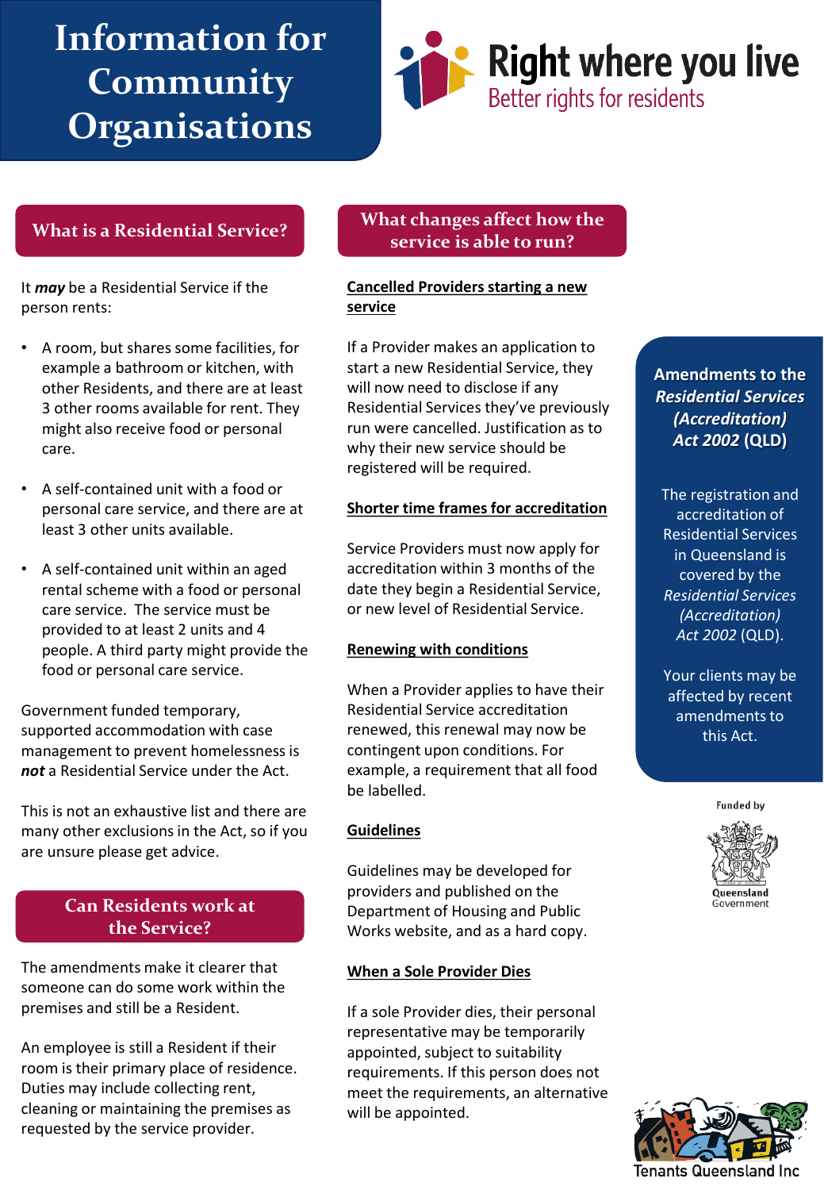# Information for Community Organisations

**Right where you live**
Better rights for residents

## What is a Residential Service?

It ***may*** be a Residential Service if the person rents:

- A room, but shares some facilities, for example a bathroom or kitchen, with other Residents, and there are at least 3 other rooms available for rent. They might also receive food or personal care.
- A self-contained unit with a food or personal care service, and there are at least 3 other units available.
- A self-contained unit within an aged rental scheme with a food or personal care service. The service must be provided to at least 2 units and 4 people. A third party might provide the food or personal care service.

Government funded temporary, supported accommodation with case management to prevent homelessness is ***not*** a Residential Service under the Act.

This is not an exhaustive list and there are many other exclusions in the Act, so if you are unsure please get advice.

## Can Residents work at the Service?

The amendments make it clearer that someone can do some work within the premises and still be a Resident.

An employee is still a Resident if their room is their primary place of residence. Duties may include collecting rent, cleaning or maintaining the premises as requested by the service provider.

## What changes affect how the service is able to run?

**Cancelled Providers starting a new service**

If a Provider makes an application to start a new Residential Service, they will now need to disclose if any Residential Services they've previously run were cancelled. Justification as to why their new service should be registered will be required.

**Shorter time frames for accreditation**

Service Providers must now apply for accreditation within 3 months of the date they begin a Residential Service, or new level of Residential Service.

**Renewing with conditions**

When a Provider applies to have their Residential Service accreditation renewed, this renewal may now be contingent upon conditions. For example, a requirement that all food be labelled.

**Guidelines**

Guidelines may be developed for providers and published on the Department of Housing and Public Works website, and as a hard copy.

**When a Sole Provider Dies**

If a sole Provider dies, their personal representative may be temporarily appointed, subject to suitability requirements. If this person does not meet the requirements, an alternative will be appointed.

## Amendments to the *Residential Services (Accreditation) Act 2002* (QLD)

The registration and accreditation of Residential Services in Queensland is covered by the *Residential Services (Accreditation) Act 2002* (QLD).

Your clients may be affected by recent amendments to this Act.

Funded by
Queensland Government

Tenants Queensland Inc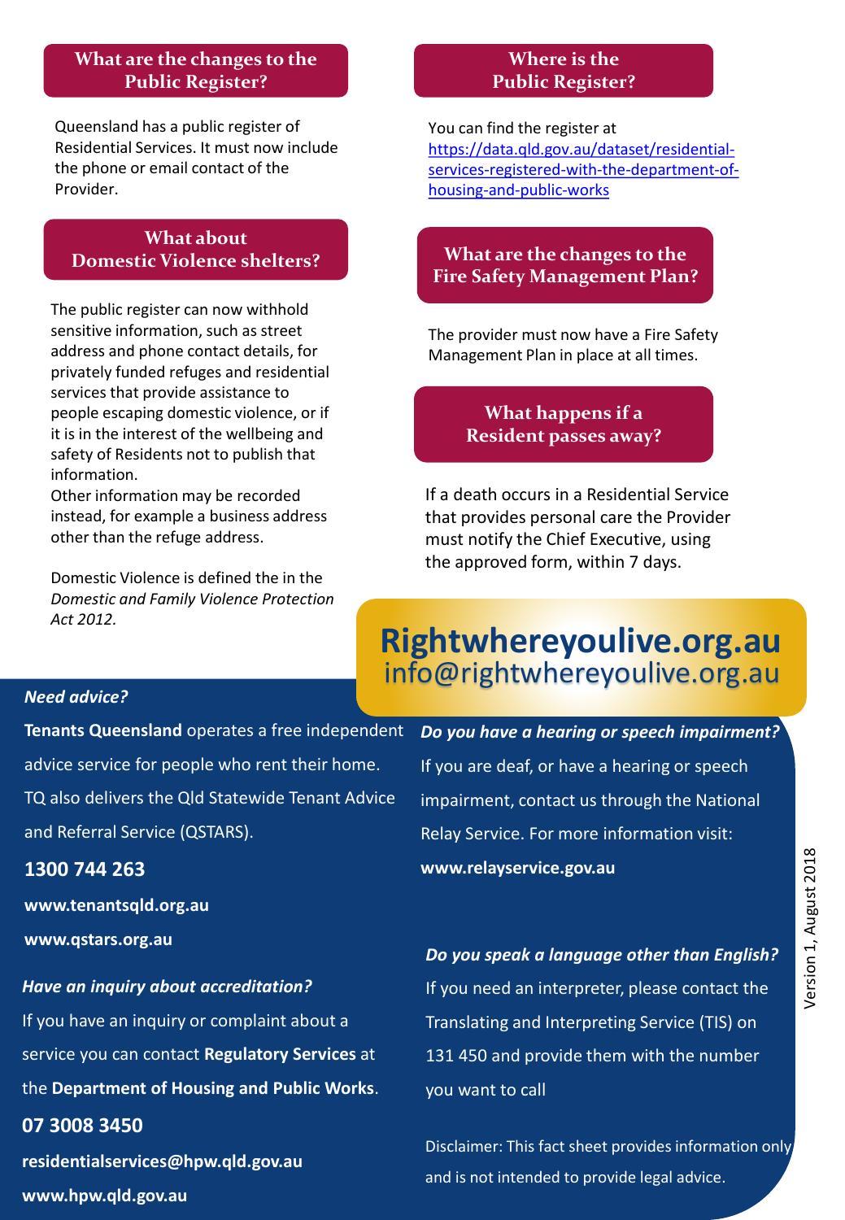## What are the changes to the Public Register?

Queensland has a public register of Residential Services. It must now include the phone or email contact of the Provider.

## What about Domestic Violence shelters?

The public register can now withhold sensitive information, such as street address and phone contact details, for privately funded refuges and residential services that provide assistance to people escaping domestic violence, or if it is in the interest of the wellbeing and safety of Residents not to publish that information.

Other information may be recorded instead, for example a business address other than the refuge address.

Domestic Violence is defined the in the *Domestic and Family Violence Protection Act 2012.*

## Where is the Public Register?

You can find the register at https://data.qld.gov.au/dataset/residential-services-registered-with-the-department-of-housing-and-public-works

## What are the changes to the Fire Safety Management Plan?

The provider must now have a Fire Safety Management Plan in place at all times.

## What happens if a Resident passes away?

If a death occurs in a Residential Service that provides personal care the Provider must notify the Chief Executive, using the approved form, within 7 days.

**Rightwhereyoulive.org.au**

info@rightwhereyoulive.org.au

***Need advice?***

**Tenants Queensland** operates a free independent advice service for people who rent their home. TQ also delivers the Qld Statewide Tenant Advice and Referral Service (QSTARS).

**1300 744 263**

**www.tenantsqld.org.au**

**www.qstars.org.au**

***Have an inquiry about accreditation?***

If you have an inquiry or complaint about a service you can contact **Regulatory Services** at the **Department of Housing and Public Works**.

**07 3008 3450**

**residentialservices@hpw.qld.gov.au**

**www.hpw.qld.gov.au**

***Do you have a hearing or speech impairment?***

If you are deaf, or have a hearing or speech impairment, contact us through the National Relay Service. For more information visit:

**www.relayservice.gov.au**

***Do you speak a language other than English?***

If you need an interpreter, please contact the Translating and Interpreting Service (TIS) on 131 450 and provide them with the number you want to call

Disclaimer: This fact sheet provides information only and is not intended to provide legal advice.

Version 1, August 2018